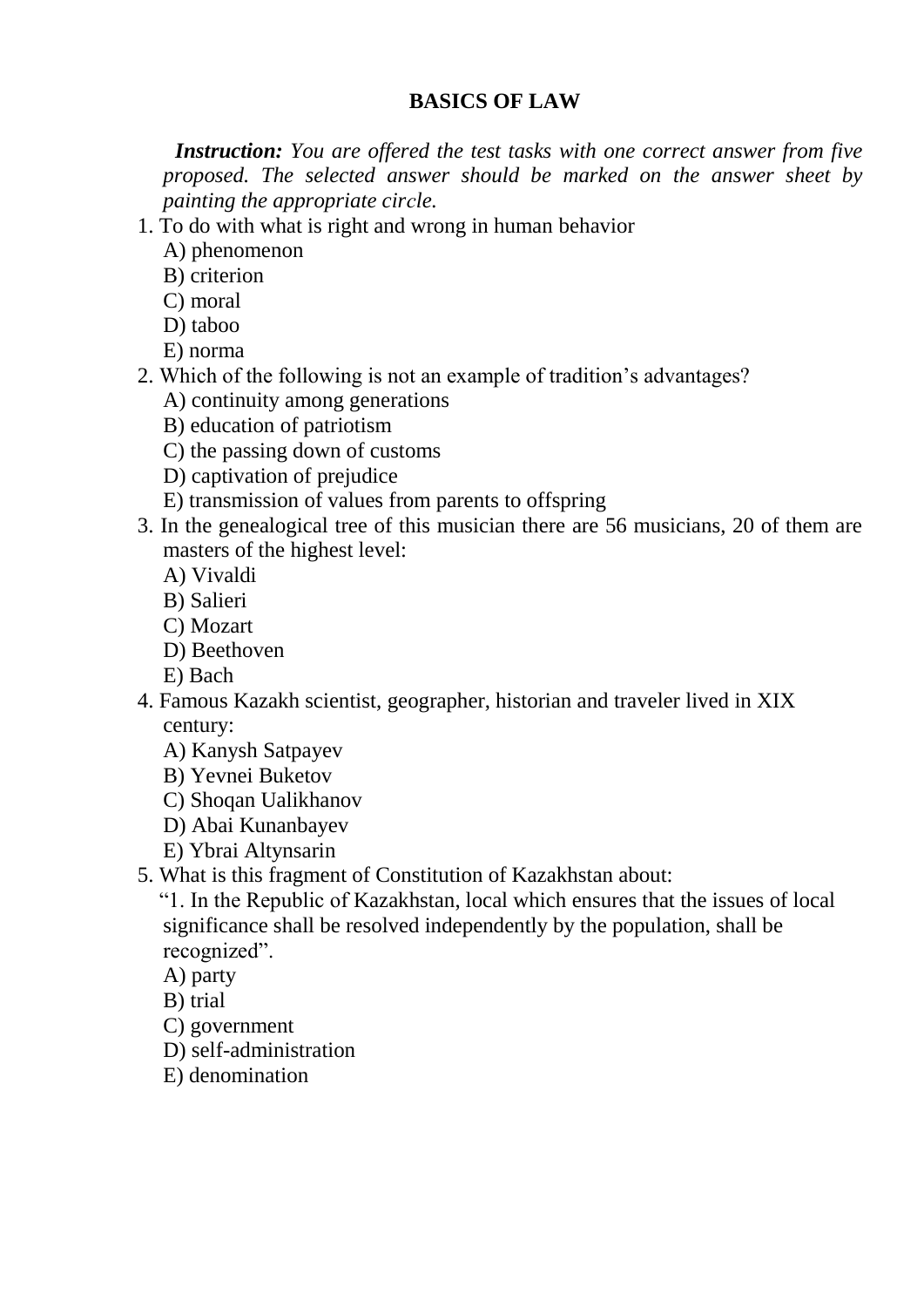**BASICS OF LAW**

***Instruction:*** *You are offered the test tasks with one correct answer from five proposed. The selected answer should be marked on the answer sheet by painting the appropriate circle.*

1. To do with what is right and wrong in human behavior
   A) phenomenon
   B) criterion
   C) moral
   D) taboo
   E) norma
2. Which of the following is not an example of tradition's advantages?
   A) continuity among generations
   B) education of patriotism
   C) the passing down of customs
   D) captivation of prejudice
   E) transmission of values from parents to offspring
3. In the genealogical tree of this musician there are 56 musicians, 20 of them are masters of the highest level:
   A) Vivaldi
   B) Salieri
   C) Mozart
   D) Beethoven
   E) Bach
4. Famous Kazakh scientist, geographer, historian and traveler lived in XIX century:
   A) Kanysh Satpayev
   B) Yevnei Buketov
   C) Shoqan Ualikhanov
   D) Abai Kunanbayev
   E) Ybrai Altynsarin
5. What is this fragment of Constitution of Kazakhstan about:
   "1. In the Republic of Kazakhstan, local which ensures that the issues of local significance shall be resolved independently by the population, shall be recognized".
   A) party
   B) trial
   C) government
   D) self-administration
   E) denomination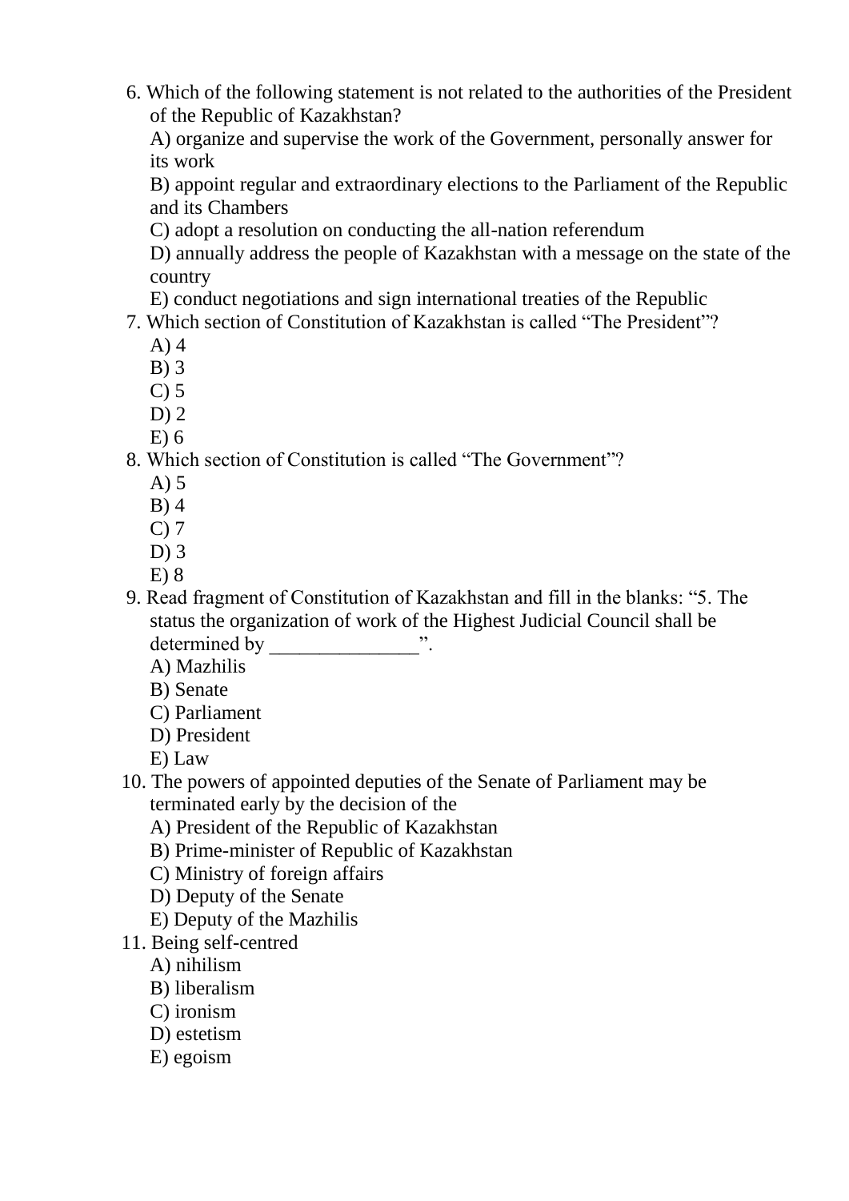6. Which of the following statement is not related to the authorities of the President of the Republic of Kazakhstan?
   A) organize and supervise the work of the Government, personally answer for its work
   B) appoint regular and extraordinary elections to the Parliament of the Republic and its Chambers
   C) adopt a resolution on conducting the all-nation referendum
   D) annually address the people of Kazakhstan with a message on the state of the country
   E) conduct negotiations and sign international treaties of the Republic
7. Which section of Constitution of Kazakhstan is called "The President"?
   A) 4
   B) 3
   C) 5
   D) 2
   E) 6
8. Which section of Constitution is called "The Government"?
   A) 5
   B) 4
   C) 7
   D) 3
   E) 8
9. Read fragment of Constitution of Kazakhstan and fill in the blanks: "5. The status the organization of work of the Highest Judicial Council shall be determined by _______________".
   A) Mazhilis
   B) Senate
   C) Parliament
   D) President
   E) Law
10. The powers of appointed deputies of the Senate of Parliament may be terminated early by the decision of the
    A) President of the Republic of Kazakhstan
    B) Prime-minister of Republic of Kazakhstan
    C) Ministry of foreign affairs
    D) Deputy of the Senate
    E) Deputy of the Mazhilis
11. Being self-centred
    A) nihilism
    B) liberalism
    C) ironism
    D) estetism
    E) egoism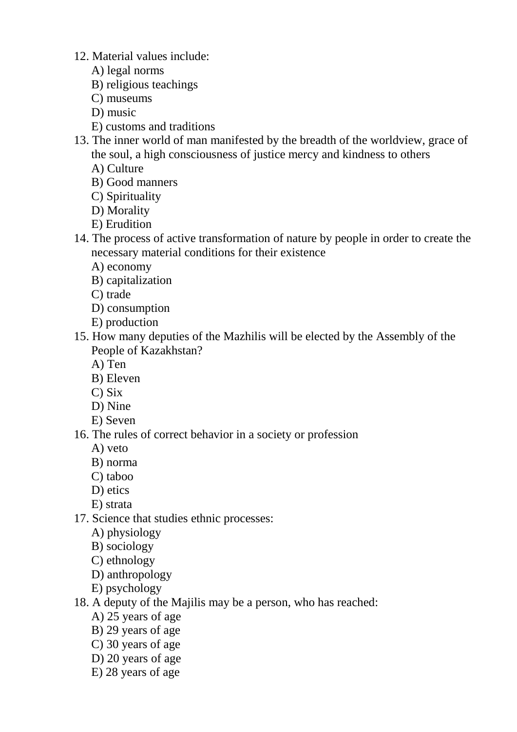12. Material values include:
    A) legal norms
    B) religious teachings
    C) museums
    D) music
    E) customs and traditions
13. The inner world of man manifested by the breadth of the worldview, grace of the soul, a high consciousness of justice mercy and kindness to others
    A) Culture
    B) Good manners
    C) Spirituality
    D) Morality
    E) Erudition
14. The process of active transformation of nature by people in order to create the necessary material conditions for their existence
    A) economy
    B) capitalization
    C) trade
    D) consumption
    E) production
15. How many deputies of the Mazhilis will be elected by the Assembly of the People of Kazakhstan?
    A) Ten
    B) Eleven
    C) Six
    D) Nine
    E) Seven
16. The rules of correct behavior in a society or profession
    A) veto
    B) norma
    C) taboo
    D) etics
    E) strata
17. Science that studies ethnic processes:
    A) physiology
    B) sociology
    C) ethnology
    D) anthropology
    E) psychology
18. A deputy of the Majilis may be a person, who has reached:
    A) 25 years of age
    B) 29 years of age
    C) 30 years of age
    D) 20 years of age
    E) 28 years of age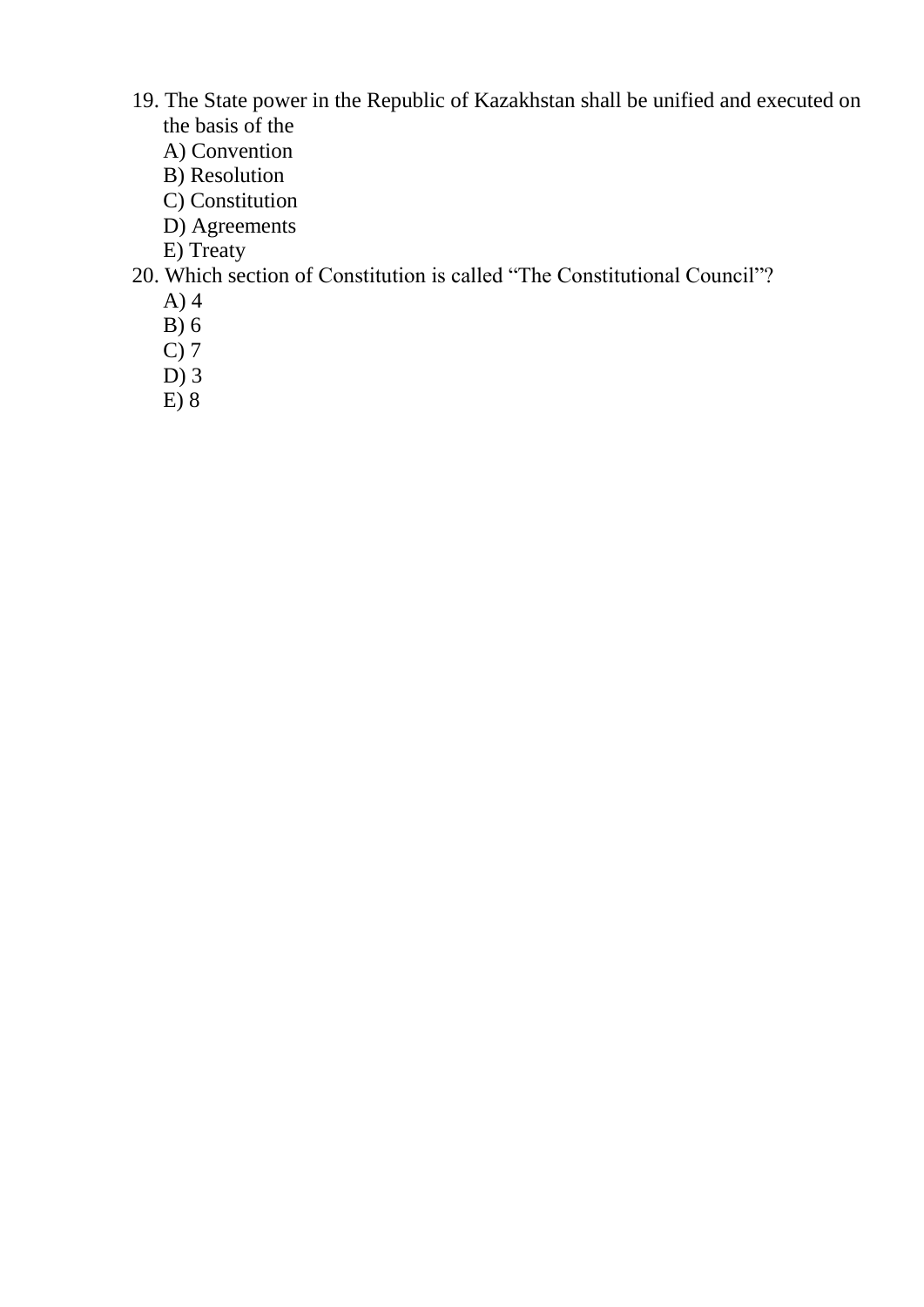19. The State power in the Republic of Kazakhstan shall be unified and executed on the basis of the
    A) Convention
    B) Resolution
    C) Constitution
    D) Agreements
    E) Treaty
20. Which section of Constitution is called “The Constitutional Council”?
    A) 4
    B) 6
    C) 7
    D) 3
    E) 8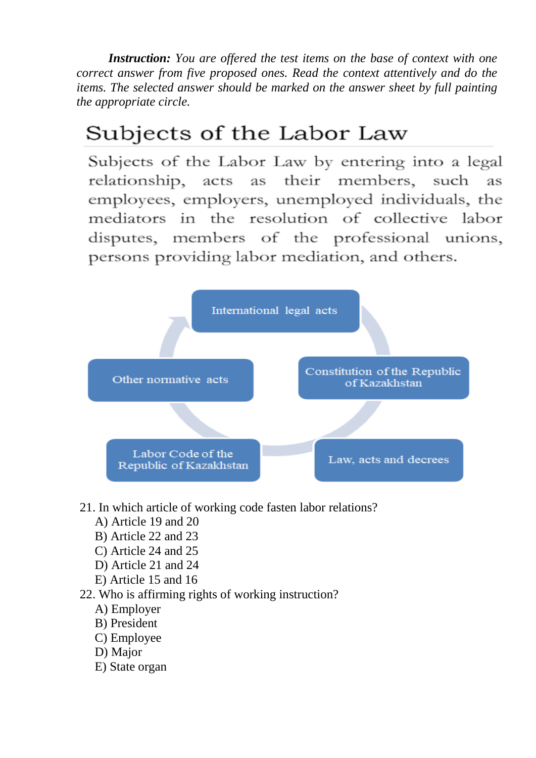*__Instruction:__ You are offered the test items on the base of context with one correct answer from five proposed ones. Read the context attentively and do the items. The selected answer should be marked on the answer sheet by full painting the appropriate circle.*

## Subjects of the Labor Law

Subjects of the Labor Law by entering into a legal relationship, acts as their members, such as employees, employers, unemployed individuals, the mediators in the resolution of collective labor disputes, members of the professional unions, persons providing labor mediation, and others.

International legal acts

Constitution of the Republic of Kazakhstan

Law, acts and decrees

Labor Code of the Republic of Kazakhstan

Other normative acts

21. In which article of working code fasten labor relations?
   A) Article 19 and 20
   B) Article 22 and 23
   C) Article 24 and 25
   D) Article 21 and 24
   E) Article 15 and 16
22. Who is affirming rights of working instruction?
   A) Employer
   B) President
   C) Employee
   D) Major
   E) State organ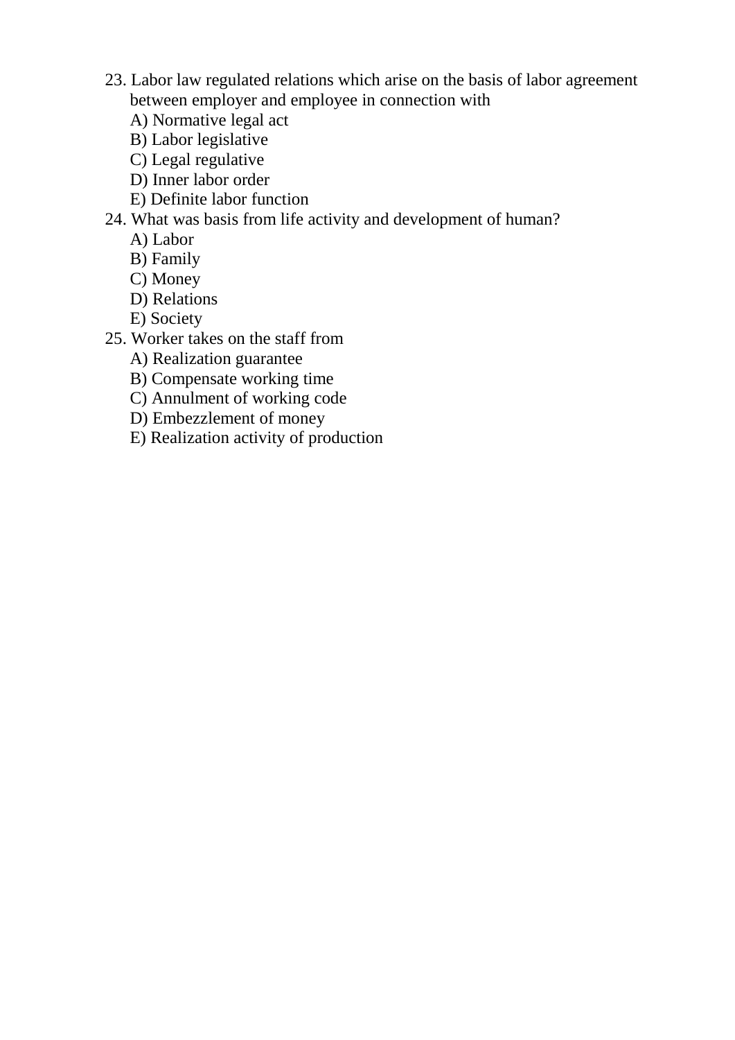23. Labor law regulated relations which arise on the basis of labor agreement between employer and employee in connection with
    A) Normative legal act
    B) Labor legislative
    C) Legal regulative
    D) Inner labor order
    E) Definite labor function
24. What was basis from life activity and development of human?
    A) Labor
    B) Family
    C) Money
    D) Relations
    E) Society
25. Worker takes on the staff from
    A) Realization guarantee
    B) Compensate working time
    C) Annulment of working code
    D) Embezzlement of money
    E) Realization activity of production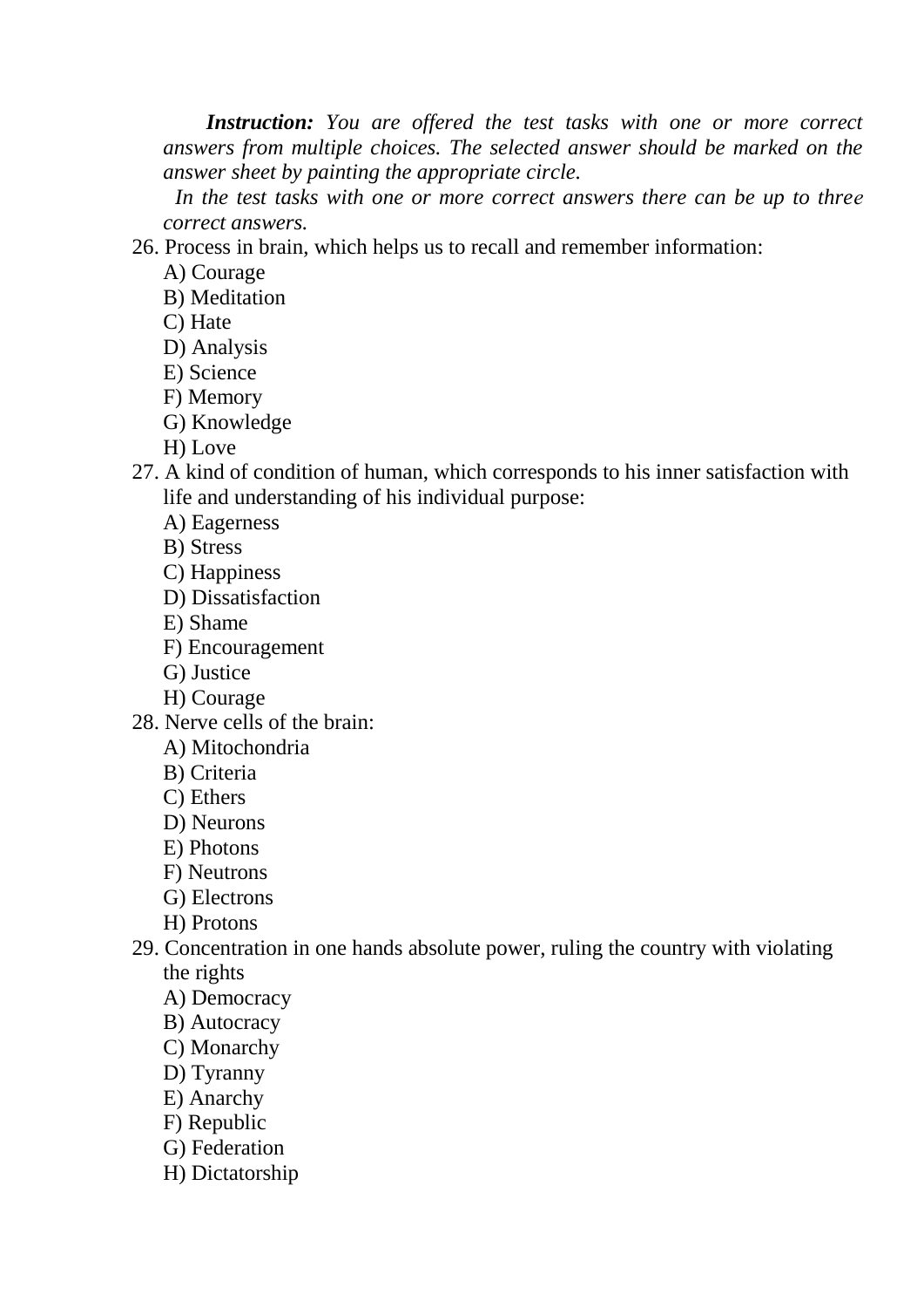***Instruction:*** *You are offered the test tasks with one or more correct answers from multiple choices. The selected answer should be marked on the answer sheet by painting the appropriate circle.*

*In the test tasks with one or more correct answers there can be up to three correct answers.*

26. Process in brain, which helps us to recall and remember information:
    A) Courage
    B) Meditation
    C) Hate
    D) Analysis
    E) Science
    F) Memory
    G) Knowledge
    H) Love
27. A kind of condition of human, which corresponds to his inner satisfaction with life and understanding of his individual purpose:
    A) Eagerness
    B) Stress
    C) Happiness
    D) Dissatisfaction
    E) Shame
    F) Encouragement
    G) Justice
    H) Courage
28. Nerve cells of the brain:
    A) Mitochondria
    B) Criteria
    C) Ethers
    D) Neurons
    E) Photons
    F) Neutrons
    G) Electrons
    H) Protons
29. Concentration in one hands absolute power, ruling the country with violating the rights
    A) Democracy
    B) Autocracy
    C) Monarchy
    D) Tyranny
    E) Anarchy
    F) Republic
    G) Federation
    H) Dictatorship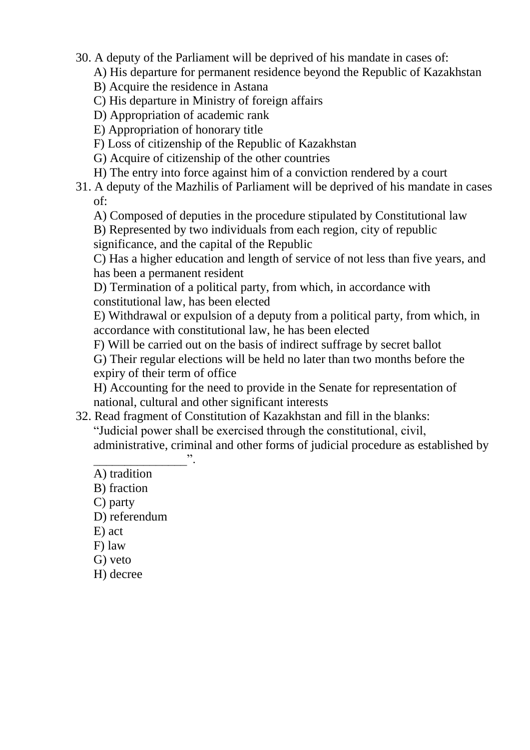30. A deputy of the Parliament will be deprived of his mandate in cases of:
    A) His departure for permanent residence beyond the Republic of Kazakhstan
    B) Acquire the residence in Astana
    C) His departure in Ministry of foreign affairs
    D) Appropriation of academic rank
    E) Appropriation of honorary title
    F) Loss of citizenship of the Republic of Kazakhstan
    G) Acquire of citizenship of the other countries
    H) The entry into force against him of a conviction rendered by a court
31. A deputy of the Mazhilis of Parliament will be deprived of his mandate in cases of:
    A) Composed of deputies in the procedure stipulated by Constitutional law
    B) Represented by two individuals from each region, city of republic significance, and the capital of the Republic
    C) Has a higher education and length of service of not less than five years, and has been a permanent resident
    D) Termination of a political party, from which, in accordance with constitutional law, has been elected
    E) Withdrawal or expulsion of a deputy from a political party, from which, in accordance with constitutional law, he has been elected
    F) Will be carried out on the basis of indirect suffrage by secret ballot
    G) Their regular elections will be held no later than two months before the expiry of their term of office
    H) Accounting for the need to provide in the Senate for representation of national, cultural and other significant interests
32. Read fragment of Constitution of Kazakhstan and fill in the blanks:
    "Judicial power shall be exercised through the constitutional, civil, administrative, criminal and other forms of judicial procedure as established by _______________".
    A) tradition
    B) fraction
    C) party
    D) referendum
    E) act
    F) law
    G) veto
    H) decree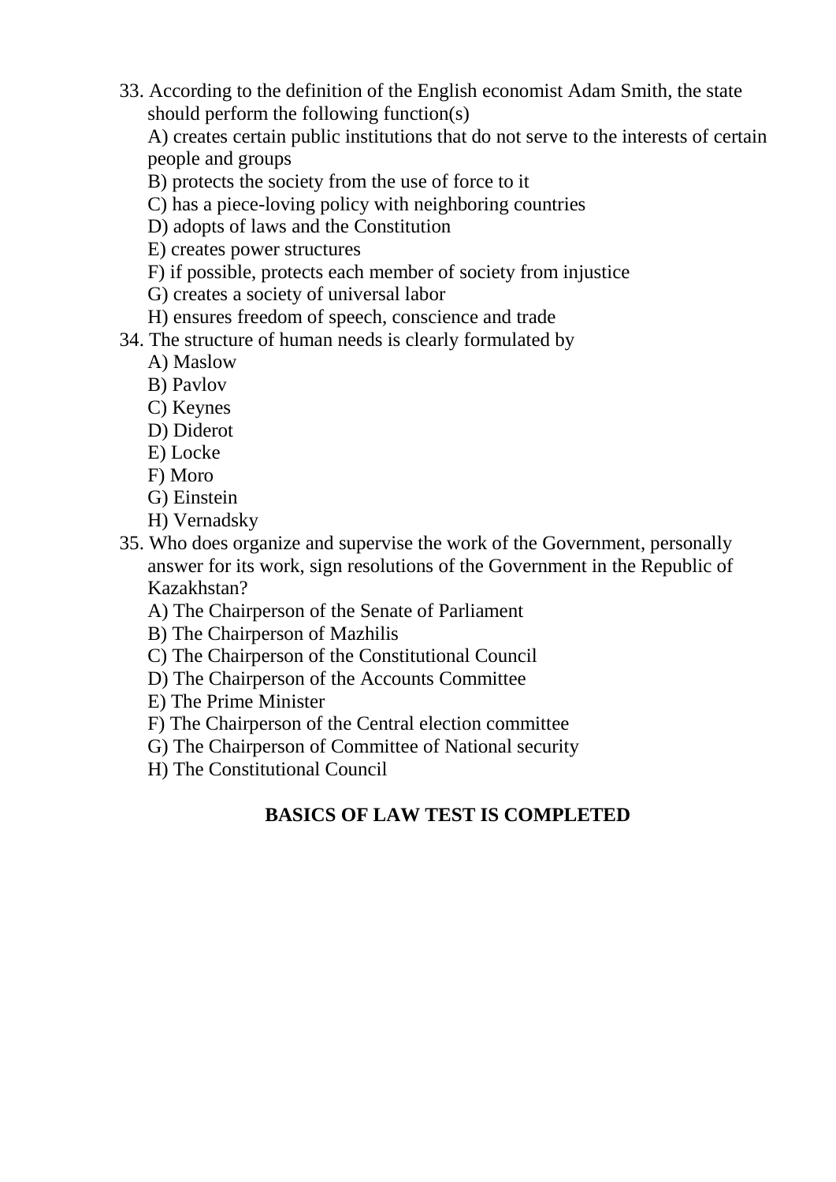33. According to the definition of the English economist Adam Smith, the state should perform the following function(s)
    A) creates certain public institutions that do not serve to the interests of certain people and groups
    B) protects the society from the use of force to it
    C) has a piece-loving policy with neighboring countries
    D) adopts of laws and the Constitution
    E) creates power structures
    F) if possible, protects each member of society from injustice
    G) creates a society of universal labor
    H) ensures freedom of speech, conscience and trade
34. The structure of human needs is clearly formulated by
    A) Maslow
    B) Pavlov
    C) Keynes
    D) Diderot
    E) Locke
    F) Moro
    G) Einstein
    H) Vernadsky
35. Who does organize and supervise the work of the Government, personally answer for its work, sign resolutions of the Government in the Republic of Kazakhstan?
    A) The Chairperson of the Senate of Parliament
    B) The Chairperson of Mazhilis
    C) The Chairperson of the Constitutional Council
    D) The Chairperson of the Accounts Committee
    E) The Prime Minister
    F) The Chairperson of the Central election committee
    G) The Chairperson of Committee of National security
    H) The Constitutional Council

**BASICS OF LAW TEST IS COMPLETED**